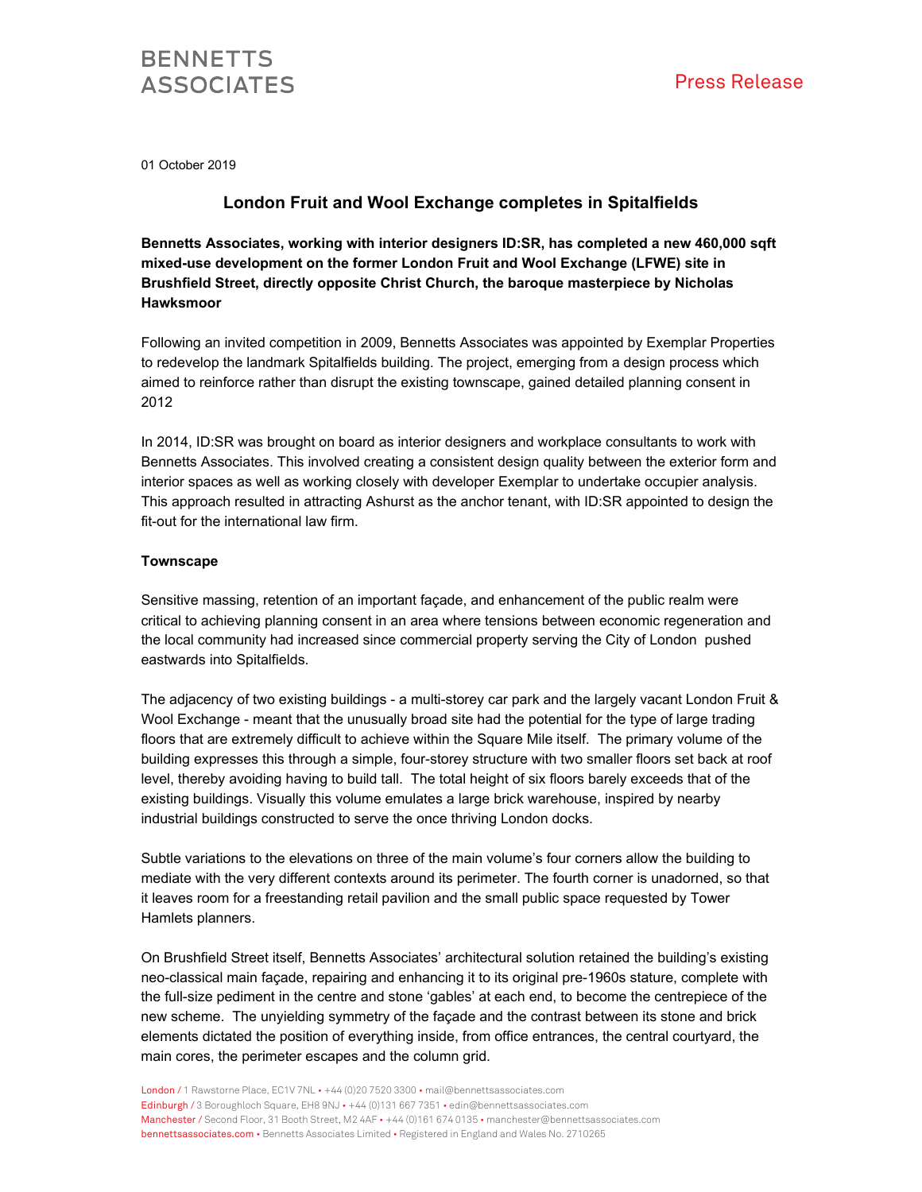BENNETTS ASSOCIATES

Press Release

01 October 2019

# London Fruit and Wool Exchange completes in Spitalfields

**Bennetts Associates, working with interior designers ID:SR, has completed a new 460,000 sqft mixed-use development on the former London Fruit and Wool Exchange (LFWE) site in Brushfield Street, directly opposite Christ Church, the baroque masterpiece by Nicholas Hawksmoor**

Following an invited competition in 2009, Bennetts Associates was appointed by Exemplar Properties to redevelop the landmark Spitalfields building. The project, emerging from a design process which aimed to reinforce rather than disrupt the existing townscape, gained detailed planning consent in 2012

In 2014, ID:SR was brought on board as interior designers and workplace consultants to work with Bennetts Associates. This involved creating a consistent design quality between the exterior form and interior spaces as well as working closely with developer Exemplar to undertake occupier analysis. This approach resulted in attracting Ashurst as the anchor tenant, with ID:SR appointed to design the fit-out for the international law firm.

**Townscape**

Sensitive massing, retention of an important façade, and enhancement of the public realm were critical to achieving planning consent in an area where tensions between economic regeneration and the local community had increased since commercial property serving the City of London pushed eastwards into Spitalfields.

The adjacency of two existing buildings - a multi-storey car park and the largely vacant London Fruit & Wool Exchange - meant that the unusually broad site had the potential for the type of large trading floors that are extremely difficult to achieve within the Square Mile itself. The primary volume of the building expresses this through a simple, four-storey structure with two smaller floors set back at roof level, thereby avoiding having to build tall. The total height of six floors barely exceeds that of the existing buildings. Visually this volume emulates a large brick warehouse, inspired by nearby industrial buildings constructed to serve the once thriving London docks.

Subtle variations to the elevations on three of the main volume's four corners allow the building to mediate with the very different contexts around its perimeter. The fourth corner is unadorned, so that it leaves room for a freestanding retail pavilion and the small public space requested by Tower Hamlets planners.

On Brushfield Street itself, Bennetts Associates' architectural solution retained the building's existing neo-classical main façade, repairing and enhancing it to its original pre-1960s stature, complete with the full-size pediment in the centre and stone 'gables' at each end, to become the centrepiece of the new scheme. The unyielding symmetry of the façade and the contrast between its stone and brick elements dictated the position of everything inside, from office entrances, the central courtyard, the main cores, the perimeter escapes and the column grid.

London / 1 Rawstorne Place, EC1V 7NL • +44 (0)20 7520 3300 • mail@bennettsassociates.com
Edinburgh / 3 Boroughloch Square, EH8 9NJ • +44 (0)131 667 7351 • edin@bennettsassociates.com
Manchester / Second Floor, 31 Booth Street, M2 4AF • +44 (0)161 674 0135 • manchester@bennettsassociates.com
bennettsassociates.com • Bennetts Associates Limited • Registered in England and Wales No. 2710265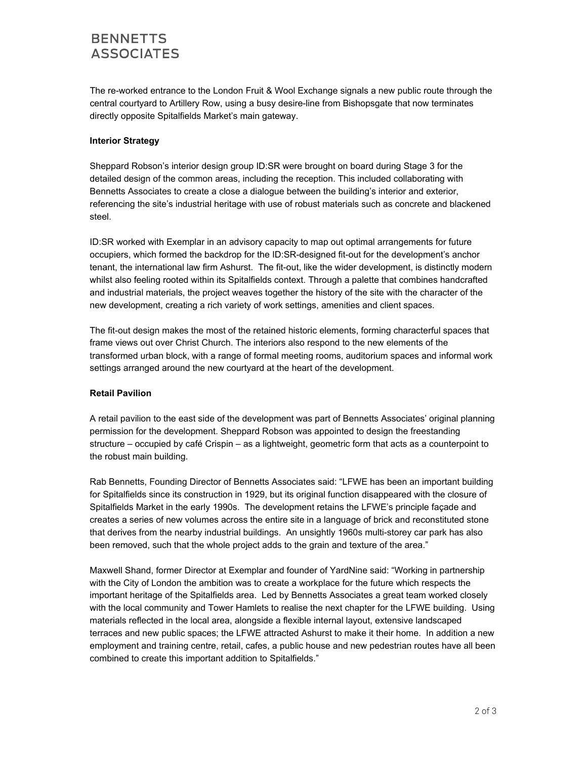The re-worked entrance to the London Fruit & Wool Exchange signals a new public route through the central courtyard to Artillery Row, using a busy desire-line from Bishopsgate that now terminates directly opposite Spitalfields Market's main gateway.

**Interior Strategy**

Sheppard Robson's interior design group ID:SR were brought on board during Stage 3 for the detailed design of the common areas, including the reception. This included collaborating with Bennetts Associates to create a close a dialogue between the building's interior and exterior, referencing the site's industrial heritage with use of robust materials such as concrete and blackened steel.

ID:SR worked with Exemplar in an advisory capacity to map out optimal arrangements for future occupiers, which formed the backdrop for the ID:SR-designed fit-out for the development's anchor tenant, the international law firm Ashurst. The fit-out, like the wider development, is distinctly modern whilst also feeling rooted within its Spitalfields context. Through a palette that combines handcrafted and industrial materials, the project weaves together the history of the site with the character of the new development, creating a rich variety of work settings, amenities and client spaces.

The fit-out design makes the most of the retained historic elements, forming characterful spaces that frame views out over Christ Church. The interiors also respond to the new elements of the transformed urban block, with a range of formal meeting rooms, auditorium spaces and informal work settings arranged around the new courtyard at the heart of the development.

**Retail Pavilion**

A retail pavilion to the east side of the development was part of Bennetts Associates' original planning permission for the development. Sheppard Robson was appointed to design the freestanding structure – occupied by café Crispin – as a lightweight, geometric form that acts as a counterpoint to the robust main building.

Rab Bennetts, Founding Director of Bennetts Associates said: "LFWE has been an important building for Spitalfields since its construction in 1929, but its original function disappeared with the closure of Spitalfields Market in the early 1990s. The development retains the LFWE's principle façade and creates a series of new volumes across the entire site in a language of brick and reconstituted stone that derives from the nearby industrial buildings. An unsightly 1960s multi-storey car park has also been removed, such that the whole project adds to the grain and texture of the area."

Maxwell Shand, former Director at Exemplar and founder of YardNine said: "Working in partnership with the City of London the ambition was to create a workplace for the future which respects the important heritage of the Spitalfields area. Led by Bennetts Associates a great team worked closely with the local community and Tower Hamlets to realise the next chapter for the LFWE building. Using materials reflected in the local area, alongside a flexible internal layout, extensive landscaped terraces and new public spaces; the LFWE attracted Ashurst to make it their home. In addition a new employment and training centre, retail, cafes, a public house and new pedestrian routes have all been combined to create this important addition to Spitalfields."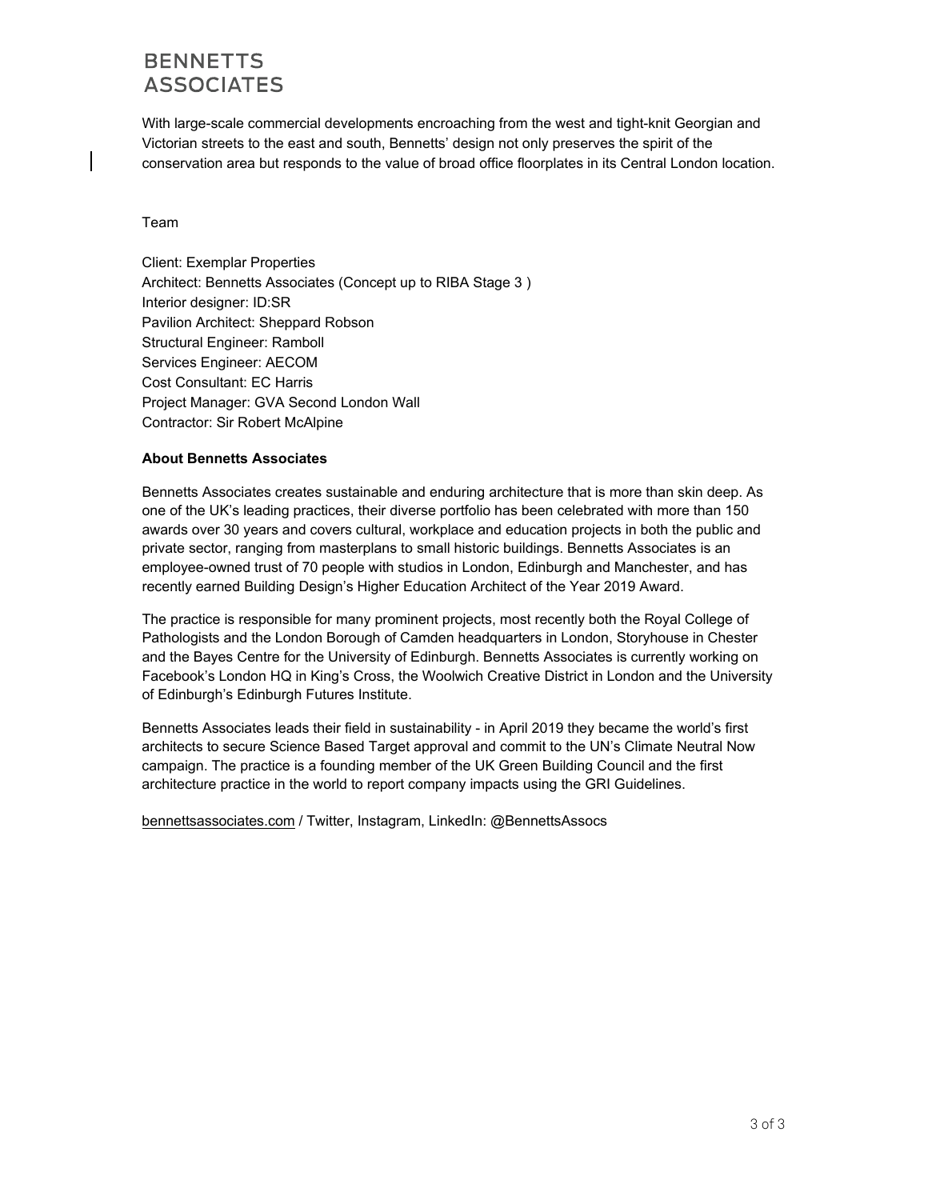With large-scale commercial developments encroaching from the west and tight-knit Georgian and Victorian streets to the east and south, Bennetts' design not only preserves the spirit of the conservation area but responds to the value of broad office floorplates in its Central London location.

Team

Client: Exemplar Properties
Architect: Bennetts Associates (Concept up to RIBA Stage 3 )
Interior designer: ID:SR
Pavilion Architect: Sheppard Robson
Structural Engineer: Ramboll
Services Engineer: AECOM
Cost Consultant: EC Harris
Project Manager: GVA Second London Wall
Contractor: Sir Robert McAlpine

**About Bennetts Associates**

Bennetts Associates creates sustainable and enduring architecture that is more than skin deep. As one of the UK's leading practices, their diverse portfolio has been celebrated with more than 150 awards over 30 years and covers cultural, workplace and education projects in both the public and private sector, ranging from masterplans to small historic buildings. Bennetts Associates is an employee-owned trust of 70 people with studios in London, Edinburgh and Manchester, and has recently earned Building Design's Higher Education Architect of the Year 2019 Award.

The practice is responsible for many prominent projects, most recently both the Royal College of Pathologists and the London Borough of Camden headquarters in London, Storyhouse in Chester and the Bayes Centre for the University of Edinburgh. Bennetts Associates is currently working on Facebook's London HQ in King's Cross, the Woolwich Creative District in London and the University of Edinburgh's Edinburgh Futures Institute.

Bennetts Associates leads their field in sustainability - in April 2019 they became the world's first architects to secure Science Based Target approval and commit to the UN's Climate Neutral Now campaign. The practice is a founding member of the UK Green Building Council and the first architecture practice in the world to report company impacts using the GRI Guidelines.

bennettsassociates.com / Twitter, Instagram, LinkedIn: @BennettsAssocs